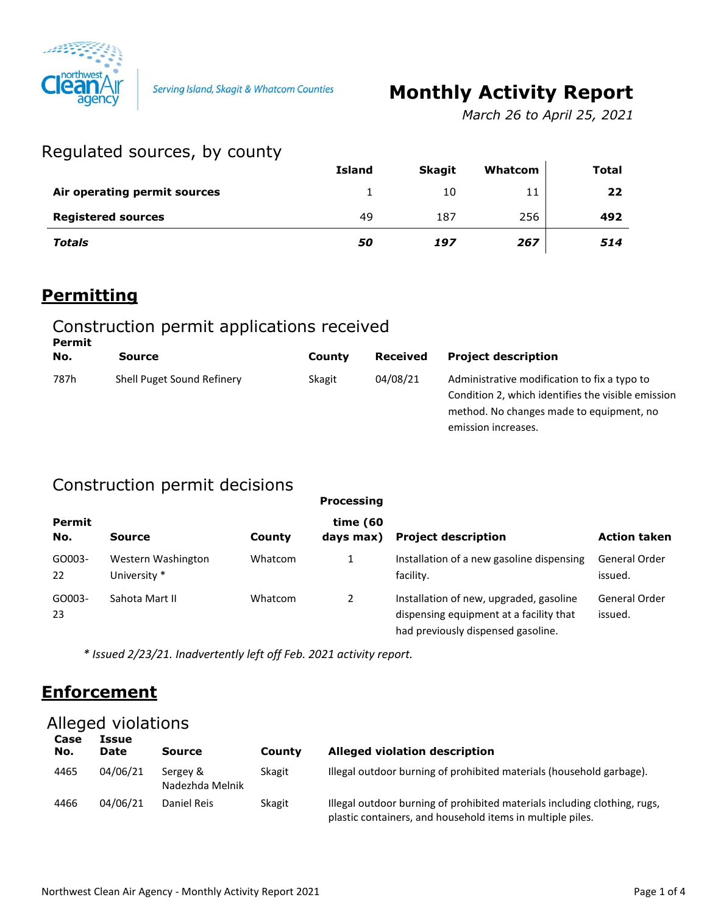Serving Island, Skagit & Whatcom Counties

# Monthly Activity Report

*March 26 to April 25, 2021*

## Regulated sources, by county

| | Island | Skagit | Whatcom | Total |
|---|---|---|---|---|
| **Air operating permit sources** | 1 | 10 | 11 | **22** |
| **Registered sources** | 49 | 187 | 256 | **492** |
| ***Totals*** | ***50*** | ***197*** | ***267*** | ***514*** |

## Permitting

### Construction permit applications received

| Permit No. | Source | County | Received | Project description |
|---|---|---|---|---|
| 787h | Shell Puget Sound Refinery | Skagit | 04/08/21 | Administrative modification to fix a typo to Condition 2, which identifies the visible emission method. No changes made to equipment, no emission increases. |

### Construction permit decisions

| Permit No. | Source | County | Processing time (60 days max) | Project description | Action taken |
|---|---|---|---|---|---|
| GO003-22 | Western Washington University * | Whatcom | 1 | Installation of a new gasoline dispensing facility. | General Order issued. |
| GO003-23 | Sahota Mart II | Whatcom | 2 | Installation of new, upgraded, gasoline dispensing equipment at a facility that had previously dispensed gasoline. | General Order issued. |

*\* Issued 2/23/21. Inadvertently left off Feb. 2021 activity report.*

## Enforcement

### Alleged violations

| Case No. | Issue Date | Source | County | Alleged violation description |
|---|---|---|---|---|
| 4465 | 04/06/21 | Sergey & Nadezhda Melnik | Skagit | Illegal outdoor burning of prohibited materials (household garbage). |
| 4466 | 04/06/21 | Daniel Reis | Skagit | Illegal outdoor burning of prohibited materials including clothing, rugs, plastic containers, and household items in multiple piles. |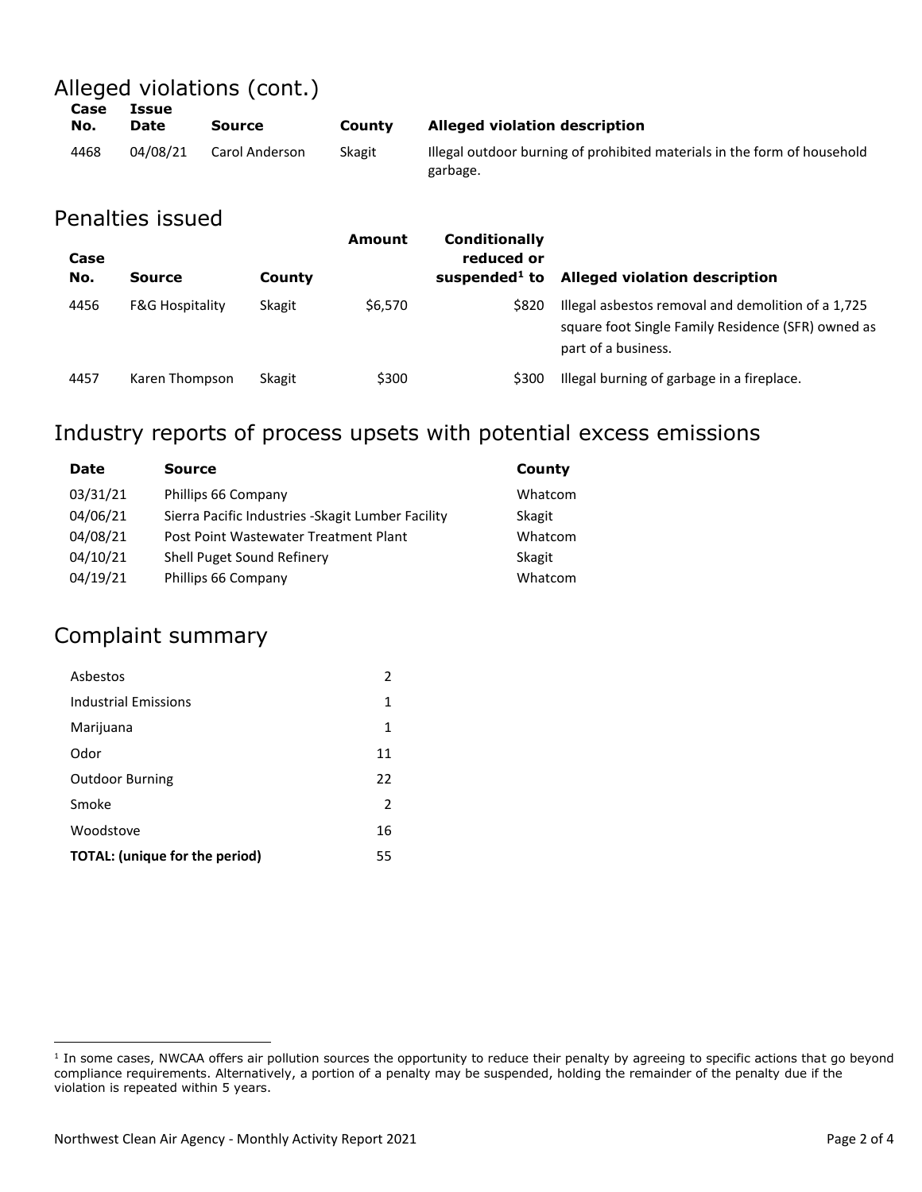## Alleged violations (cont.)

| Case No. | Issue Date | Source | County | Alleged violation description |
|---|---|---|---|---|
| 4468 | 04/08/21 | Carol Anderson | Skagit | Illegal outdoor burning of prohibited materials in the form of household garbage. |

## Penalties issued

| Case No. | Source | County | Amount | Conditionally reduced or suspended[1] to | Alleged violation description |
|---|---|---|---|---|---|
| 4456 | F&G Hospitality | Skagit | $6,570 | $820 | Illegal asbestos removal and demolition of a 1,725 square foot Single Family Residence (SFR) owned as part of a business. |
| 4457 | Karen Thompson | Skagit | $300 | $300 | Illegal burning of garbage in a fireplace. |

## Industry reports of process upsets with potential excess emissions

| Date | Source | County |
|---|---|---|
| 03/31/21 | Phillips 66 Company | Whatcom |
| 04/06/21 | Sierra Pacific Industries -Skagit Lumber Facility | Skagit |
| 04/08/21 | Post Point Wastewater Treatment Plant | Whatcom |
| 04/10/21 | Shell Puget Sound Refinery | Skagit |
| 04/19/21 | Phillips 66 Company | Whatcom |

## Complaint summary

| | |
|---|---|
| Asbestos | 2 |
| Industrial Emissions | 1 |
| Marijuana | 1 |
| Odor | 11 |
| Outdoor Burning | 22 |
| Smoke | 2 |
| Woodstove | 16 |
| **TOTAL: (unique for the period)** | 55 |

[1] In some cases, NWCAA offers air pollution sources the opportunity to reduce their penalty by agreeing to specific actions that go beyond compliance requirements. Alternatively, a portion of a penalty may be suspended, holding the remainder of the penalty due if the violation is repeated within 5 years.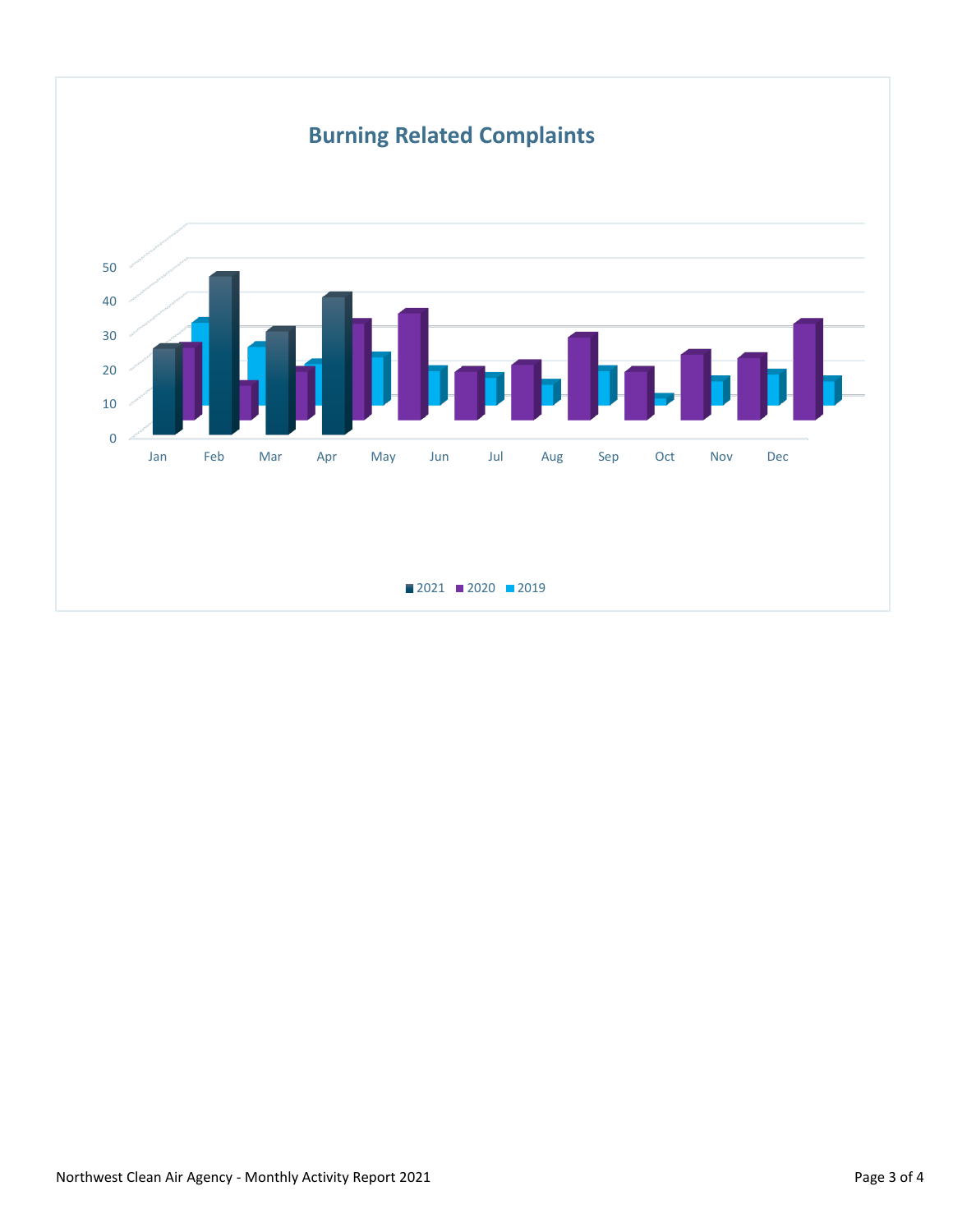## Burning Related Complaints

50
40
30
20
10
0

Jan Feb Mar Apr May Jun Jul Aug Sep Oct Nov Dec

■ 2021 ■ 2020 ■ 2019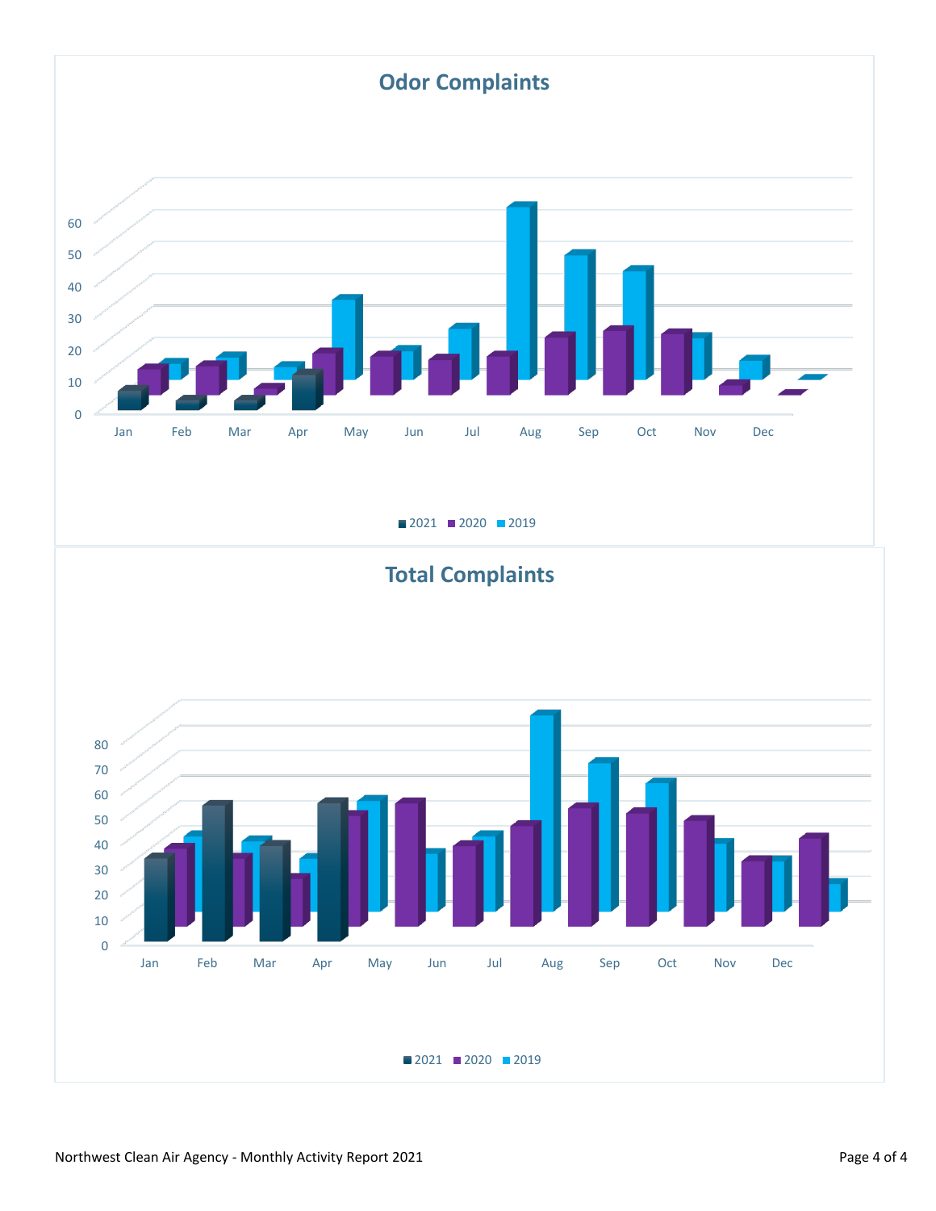## Odor Complaints

60
50
40
30
20
10
0

Jan Feb Mar Apr May Jun Jul Aug Sep Oct Nov Dec

2021 2020 2019

## Total Complaints

80
70
60
50
40
30
20
10
0

Jan Feb Mar Apr May Jun Jul Aug Sep Oct Nov Dec

2021 2020 2019

Northwest Clean Air Agency - Monthly Activity Report 2021